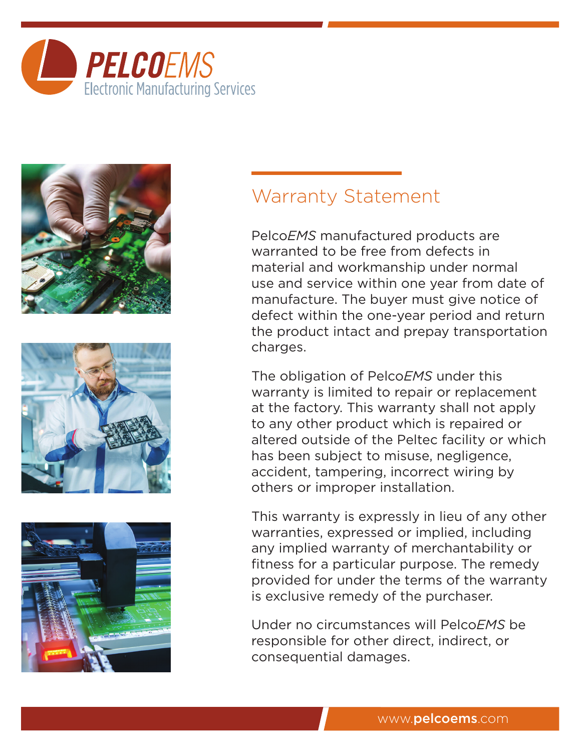**Pelco*EMS***

Electronic Manufacturing Services

## Warranty Statement

Pelco*EMS* manufactured products are warranted to be free from defects in material and workmanship under normal use and service within one year from date of manufacture. The buyer must give notice of defect within the one-year period and return the product intact and prepay transportation charges.

The obligation of Pelco*EMS* under this warranty is limited to repair or replacement at the factory. This warranty shall not apply to any other product which is repaired or altered outside of the Peltec facility or which has been subject to misuse, negligence, accident, tampering, incorrect wiring by others or improper installation.

This warranty is expressly in lieu of any other warranties, expressed or implied, including any implied warranty of merchantability or fitness for a particular purpose. The remedy provided for under the terms of the warranty is exclusive remedy of the purchaser.

Under no circumstances will Pelco*EMS* be responsible for other direct, indirect, or consequential damages.

www.**pelcoems**.com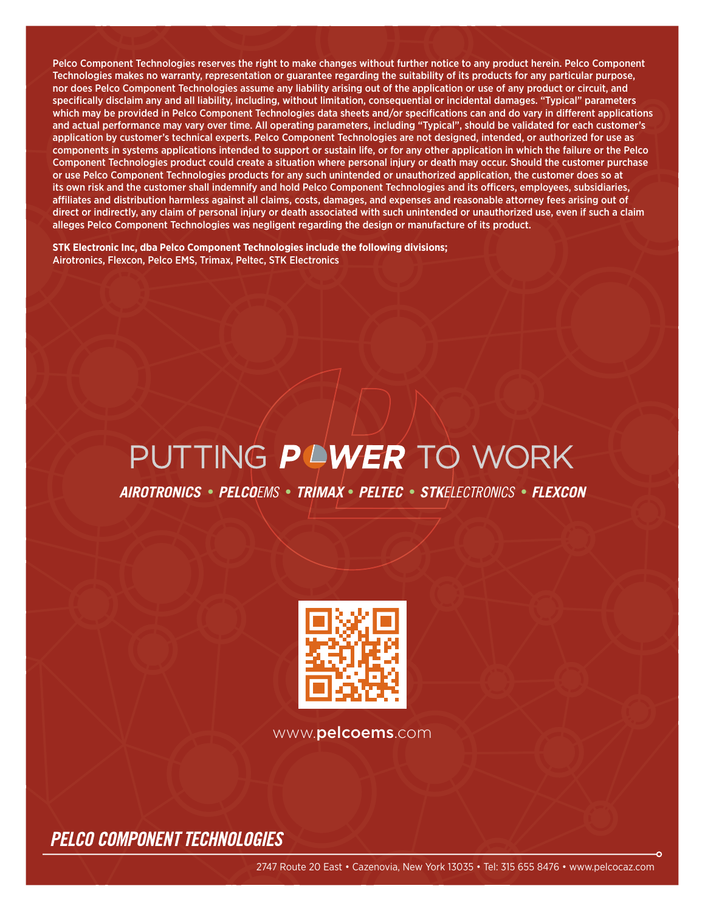Pelco Component Technologies reserves the right to make changes without further notice to any product herein. Pelco Component Technologies makes no warranty, representation or guarantee regarding the suitability of its products for any particular purpose, nor does Pelco Component Technologies assume any liability arising out of the application or use of any product or circuit, and specifically disclaim any and all liability, including, without limitation, consequential or incidental damages. "Typical" parameters which may be provided in Pelco Component Technologies data sheets and/or specifications can and do vary in different applications and actual performance may vary over time. All operating parameters, including "Typical", should be validated for each customer's application by customer's technical experts. Pelco Component Technologies are not designed, intended, or authorized for use as components in systems applications intended to support or sustain life, or for any other application in which the failure or the Pelco Component Technologies product could create a situation where personal injury or death may occur. Should the customer purchase or use Pelco Component Technologies products for any such unintended or unauthorized application, the customer does so at its own risk and the customer shall indemnify and hold Pelco Component Technologies and its officers, employees, subsidiaries, affiliates and distribution harmless against all claims, costs, damages, and expenses and reasonable attorney fees arising out of direct or indirectly, any claim of personal injury or death associated with such unintended or unauthorized use, even if such a claim alleges Pelco Component Technologies was negligent regarding the design or manufacture of its product.

**STK Electronic Inc, dba Pelco Component Technologies include the following divisions;**
Airotronics, Flexcon, Pelco EMS, Trimax, Peltec, STK Electronics

# PUTTING POWER TO WORK

***AIROTRONICS*** • ***PELCO**EMS* • ***TRIMAX*** • ***PELTEC*** • ***STK**ELECTRONICS* • ***FLEXCON***

www.**pelcoems**.com

## *PELCO COMPONENT TECHNOLOGIES*

2747 Route 20 East • Cazenovia, New York 13035 • Tel: 315 655 8476 • www.pelcocaz.com